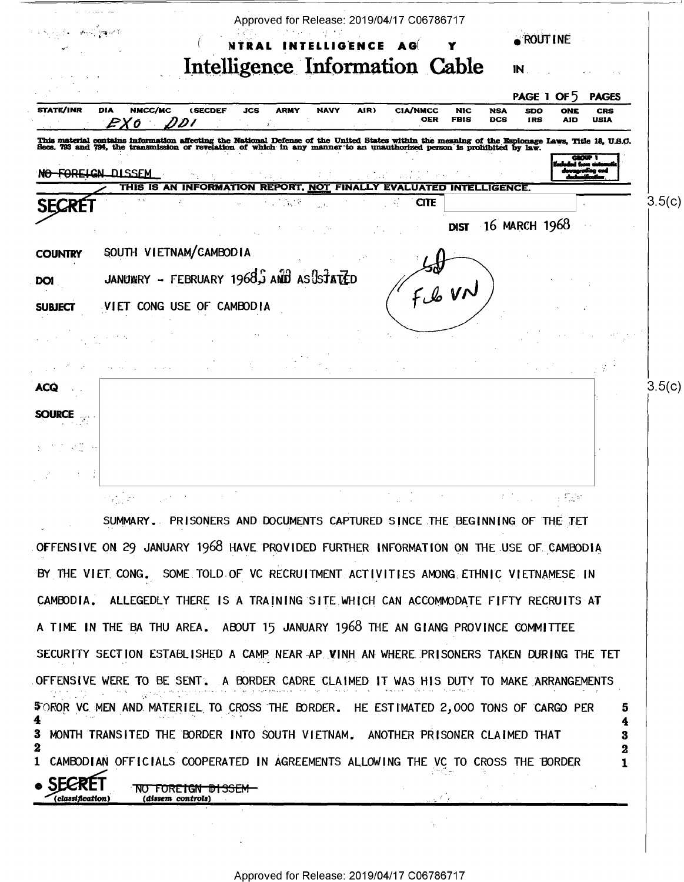CENTRAL INTELLIGENCE AGENCY

ROUTINE

# Intelligence Information Cable

IN

| STATE/INR | DIA | NMCC/MC | (SECDEF | JCS | ARMY | NAVY | AIR) | CIA/NMCC | NIC | NSA | SDO | ONE | CRS |
|---|---|---|---|---|---|---|---|---|---|---|---|---|---|
| | | | | | | | | OER | FBIS | DCS | IRS | AID | USIA |

EXO DDI

This material contains information affecting the National Defense of the United States within the meaning of the Espionage Laws, Title 18, U.S.C. Secs. 793 and 794, the transmission or revelation of which in any manner to an unauthorized person is prohibited by law.

GROUP 1 Excluded from automatic downgrading and declassification

~~NO FOREIGN DISSEM~~

THIS IS AN INFORMATION REPORT, NOT FINALLY EVALUATED INTELLIGENCE.

SECRET

CITE 3.5(c)

DIST 16 MARCH 1968

COUNTRY SOUTH VIETNAM/CAMBODIA

DOI JANUARY - FEBRUARY 1968 AND AS STATED

SUBJECT VIET CONG USE OF CAMBODIA

ACQ 3.5(c)

SOURCE

SUMMARY. PRISONERS AND DOCUMENTS CAPTURED SINCE THE BEGINNING OF THE TET OFFENSIVE ON 29 JANUARY 1968 HAVE PROVIDED FURTHER INFORMATION ON THE USE OF CAMBODIA BY THE VIET CONG. SOME TOLD OF VC RECRUITMENT ACTIVITIES AMONG ETHNIC VIETNAMESE IN CAMBODIA. ALLEGEDLY THERE IS A TRAINING SITE WHICH CAN ACCOMMODATE FIFTY RECRUITS AT A TIME IN THE BA THU AREA. ABOUT 15 JANUARY 1968 THE AN GIANG PROVINCE COMMITTEE SECURITY SECTION ESTABLISHED A CAMP NEAR AP VINH AN WHERE PRISONERS TAKEN DURING THE TET OFFENSIVE WERE TO BE SENT. A BORDER CADRE CLAIMED IT WAS HIS DUTY TO MAKE ARRANGEMENTS FOR VC MEN AND MATERIEL TO CROSS THE BORDER. HE ESTIMATED 2,000 TONS OF CARGO PER MONTH TRANSITED THE BORDER INTO SOUTH VIETNAM. ANOTHER PRISONER CLAIMED THAT CAMBODIAN OFFICIALS COOPERATED IN AGREEMENTS ALLOWING THE VC TO CROSS THE BORDER

SECRET (classification) ~~NO FOREIGN DISSEM~~ (dissem controls)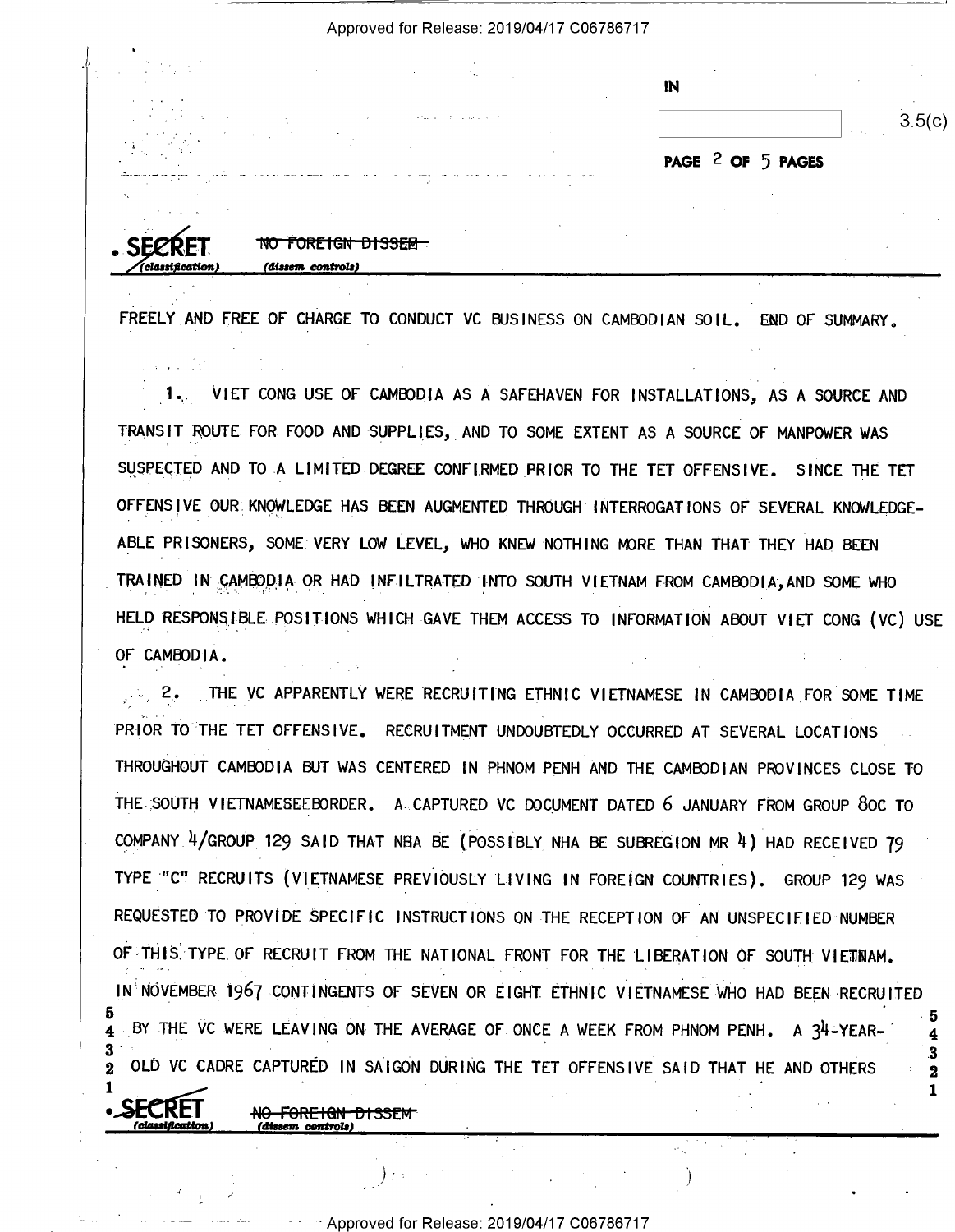FREELY AND FREE OF CHARGE TO CONDUCT VC BUSINESS ON CAMBODIAN SOIL. END OF SUMMARY.

1. VIET CONG USE OF CAMBODIA AS A SAFEHAVEN FOR INSTALLATIONS, AS A SOURCE AND TRANSIT ROUTE FOR FOOD AND SUPPLIES, AND TO SOME EXTENT AS A SOURCE OF MANPOWER WAS SUSPECTED AND TO A LIMITED DEGREE CONFIRMED PRIOR TO THE TET OFFENSIVE. SINCE THE TET OFFENSIVE OUR KNOWLEDGE HAS BEEN AUGMENTED THROUGH INTERROGATIONS OF SEVERAL KNOWLEDGE-ABLE PRISONERS, SOME VERY LOW LEVEL, WHO KNEW NOTHING MORE THAN THAT THEY HAD BEEN TRAINED IN CAMBODIA OR HAD INFILTRATED INTO SOUTH VIETNAM FROM CAMBODIA, AND SOME WHO HELD RESPONSIBLE POSITIONS WHICH GAVE THEM ACCESS TO INFORMATION ABOUT VIET CONG (VC) USE OF CAMBODIA.

2. THE VC APPARENTLY WERE RECRUITING ETHNIC VIETNAMESE IN CAMBODIA FOR SOME TIME PRIOR TO THE TET OFFENSIVE. RECRUITMENT UNDOUBTEDLY OCCURRED AT SEVERAL LOCATIONS THROUGHOUT CAMBODIA BUT WAS CENTERED IN PHNOM PENH AND THE CAMBODIAN PROVINCES CLOSE TO THE SOUTH VIETNAMESE BORDER. A CAPTURED VC DOCUMENT DATED 6 JANUARY FROM GROUP 80C TO COMPANY 4/GROUP 129 SAID THAT NHA BE (POSSIBLY NHA BE SUBREGION MR 4) HAD RECEIVED 79 TYPE "C" RECRUITS (VIETNAMESE PREVIOUSLY LIVING IN FOREIGN COUNTRIES). GROUP 129 WAS REQUESTED TO PROVIDE SPECIFIC INSTRUCTIONS ON THE RECEPTION OF AN UNSPECIFIED NUMBER OF THIS TYPE OF RECRUIT FROM THE NATIONAL FRONT FOR THE LIBERATION OF SOUTH VIETNAM. IN NOVEMBER 1967 CONTINGENTS OF SEVEN OR EIGHT ETHNIC VIETNAMESE WHO HAD BEEN RECRUITED BY THE VC WERE LEAVING ON THE AVERAGE OF ONCE A WEEK FROM PHNOM PENH. A 34-YEAR-OLD VC CADRE CAPTURED IN SAIGON DURING THE TET OFFENSIVE SAID THAT HE AND OTHERS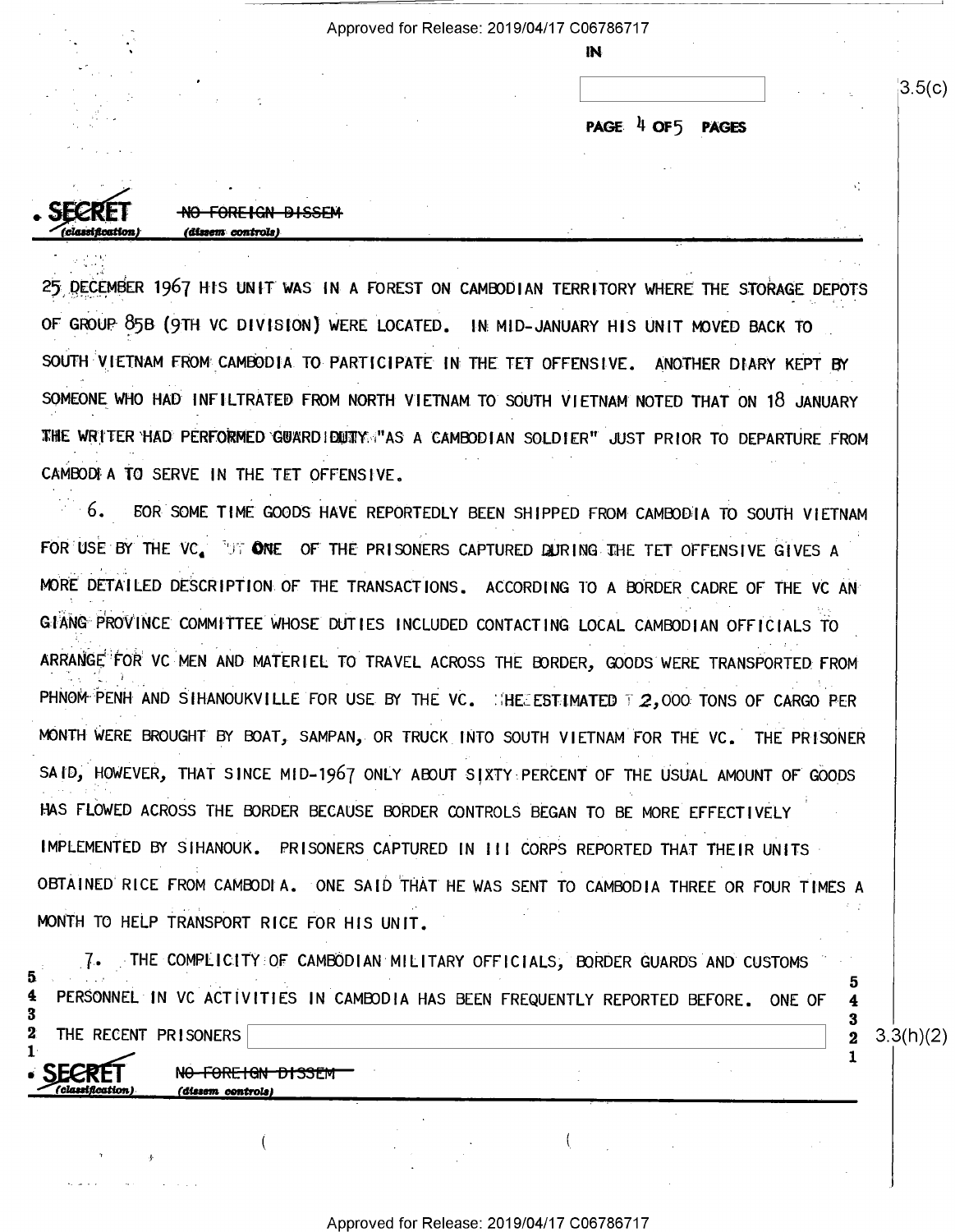SECRET NO FOREIGN DISSEM

25 DECEMBER 1967 HIS UNIT WAS IN A FOREST ON CAMBODIAN TERRITORY WHERE THE STORAGE DEPOTS OF GROUP 85B (9TH VC DIVISION) WERE LOCATED. IN MID-JANUARY HIS UNIT MOVED BACK TO SOUTH VIETNAM FROM CAMBODIA TO PARTICIPATE IN THE TET OFFENSIVE. ANOTHER DIARY KEPT BY SOMEONE WHO HAD INFILTRATED FROM NORTH VIETNAM TO SOUTH VIETNAM NOTED THAT ON 18 JANUARY THE WRITER HAD PERFORMED GUARD DUTY "AS A CAMBODIAN SOLDIER" JUST PRIOR TO DEPARTURE FROM CAMBODIA TO SERVE IN THE TET OFFENSIVE.

6. FOR SOME TIME GOODS HAVE REPORTEDLY BEEN SHIPPED FROM CAMBODIA TO SOUTH VIETNAM FOR USE BY THE VC. ONE OF THE PRISONERS CAPTURED DURING THE TET OFFENSIVE GIVES A MORE DETAILED DESCRIPTION OF THE TRANSACTIONS. ACCORDING TO A BORDER CADRE OF THE VC AN GIANG PROVINCE COMMITTEE WHOSE DUTIES INCLUDED CONTACTING LOCAL CAMBODIAN OFFICIALS TO ARRANGE FOR VC MEN AND MATERIEL TO TRAVEL ACROSS THE BORDER, GOODS WERE TRANSPORTED FROM PHNOM PENH AND SIHANOUKVILLE FOR USE BY THE VC. HE ESTIMATED 2,000 TONS OF CARGO PER MONTH WERE BROUGHT BY BOAT, SAMPAN, OR TRUCK INTO SOUTH VIETNAM FOR THE VC. THE PRISONER SAID, HOWEVER, THAT SINCE MID-1967 ONLY ABOUT SIXTY PERCENT OF THE USUAL AMOUNT OF GOODS HAS FLOWED ACROSS THE BORDER BECAUSE BORDER CONTROLS BEGAN TO BE MORE EFFECTIVELY IMPLEMENTED BY SIHANOUK. PRISONERS CAPTURED IN III CORPS REPORTED THAT THEIR UNITS OBTAINED RICE FROM CAMBODIA. ONE SAID THAT HE WAS SENT TO CAMBODIA THREE OR FOUR TIMES A MONTH TO HELP TRANSPORT RICE FOR HIS UNIT.

7. THE COMPLICITY OF CAMBODIAN MILITARY OFFICIALS, BORDER GUARDS AND CUSTOMS PERSONNEL IN VC ACTIVITIES IN CAMBODIA HAS BEEN FREQUENTLY REPORTED BEFORE. ONE OF THE RECENT PRISONERS [redacted] 3.3(h)(2)

SECRET NO FOREIGN DISSEM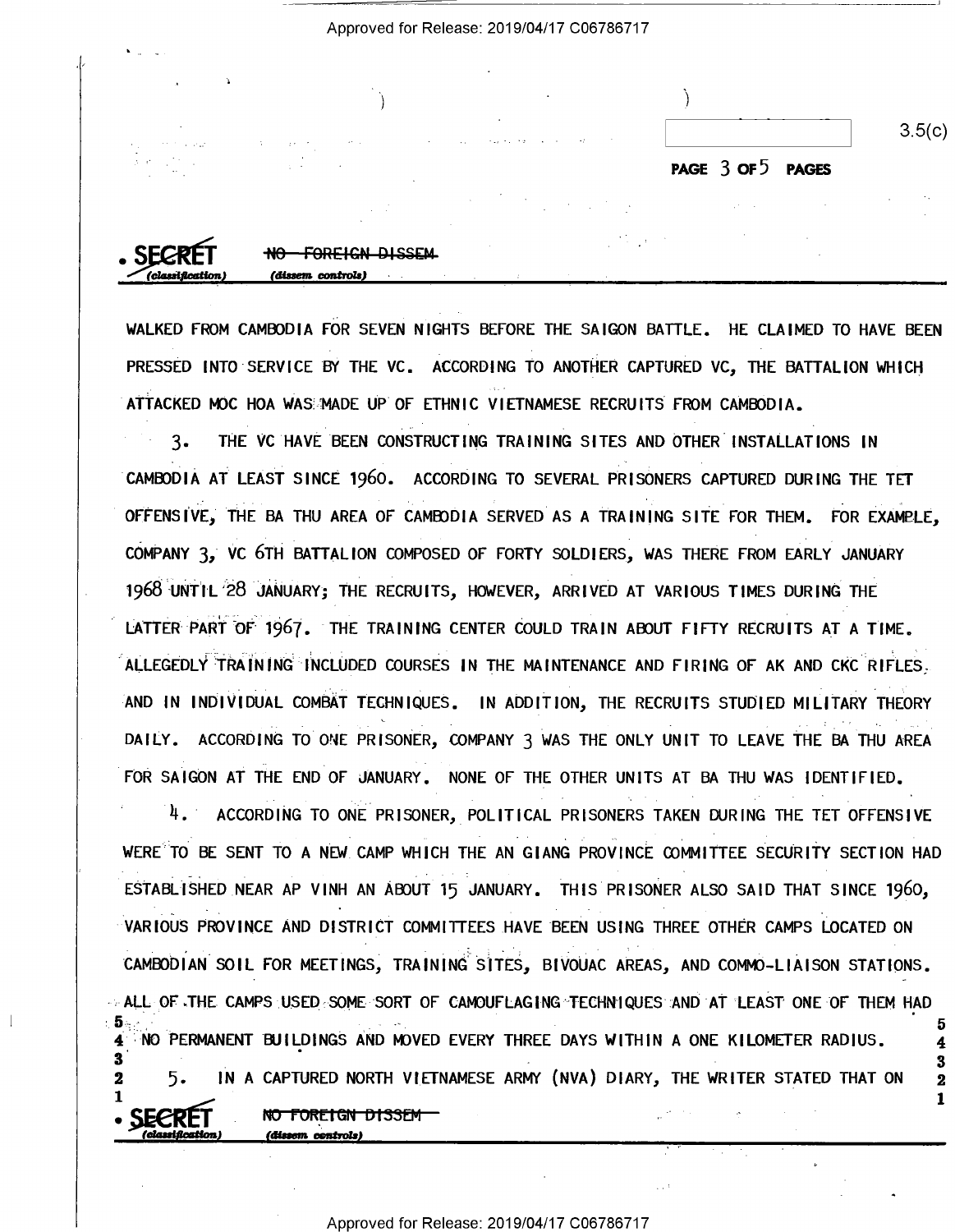**SECRET** ~~NO FOREIGN DISSEM~~
*(classification)* *(dissem controls)*

WALKED FROM CAMBODIA FOR SEVEN NIGHTS BEFORE THE SAIGON BATTLE. HE CLAIMED TO HAVE BEEN PRESSED INTO SERVICE BY THE VC. ACCORDING TO ANOTHER CAPTURED VC, THE BATTALION WHICH ATTACKED MOC HOA WAS MADE UP OF ETHNIC VIETNAMESE RECRUITS FROM CAMBODIA.

3. THE VC HAVE BEEN CONSTRUCTING TRAINING SITES AND OTHER INSTALLATIONS IN CAMBODIA AT LEAST SINCE 1960. ACCORDING TO SEVERAL PRISONERS CAPTURED DURING THE TET OFFENSIVE, THE BA THU AREA OF CAMBODIA SERVED AS A TRAINING SITE FOR THEM. FOR EXAMPLE, COMPANY 3, VC 6TH BATTALION COMPOSED OF FORTY SOLDIERS, WAS THERE FROM EARLY JANUARY 1968 UNTIL 28 JANUARY; THE RECRUITS, HOWEVER, ARRIVED AT VARIOUS TIMES DURING THE LATTER PART OF 1967. THE TRAINING CENTER COULD TRAIN ABOUT FIFTY RECRUITS AT A TIME. ALLEGEDLY TRAINING INCLUDED COURSES IN THE MAINTENANCE AND FIRING OF AK AND CKC RIFLES, AND IN INDIVIDUAL COMBAT TECHNIQUES. IN ADDITION, THE RECRUITS STUDIED MILITARY THEORY DAILY. ACCORDING TO ONE PRISONER, COMPANY 3 WAS THE ONLY UNIT TO LEAVE THE BA THU AREA FOR SAIGON AT THE END OF JANUARY. NONE OF THE OTHER UNITS AT BA THU WAS IDENTIFIED.

4. ACCORDING TO ONE PRISONER, POLITICAL PRISONERS TAKEN DURING THE TET OFFENSIVE WERE TO BE SENT TO A NEW CAMP WHICH THE AN GIANG PROVINCE COMMITTEE SECURITY SECTION HAD ESTABLISHED NEAR AP VINH AN ABOUT 15 JANUARY. THIS PRISONER ALSO SAID THAT SINCE 1960, VARIOUS PROVINCE AND DISTRICT COMMITTEES HAVE BEEN USING THREE OTHER CAMPS LOCATED ON CAMBODIAN SOIL FOR MEETINGS, TRAINING SITES, BIVOUAC AREAS, AND COMMO-LIAISON STATIONS. ALL OF THE CAMPS USED SOME SORT OF CAMOUFLAGING TECHNIQUES AND AT LEAST ONE OF THEM HAD NO PERMANENT BUILDINGS AND MOVED EVERY THREE DAYS WITHIN A ONE KILOMETER RADIUS.

5. IN A CAPTURED NORTH VIETNAMESE ARMY (NVA) DIARY, THE WRITER STATED THAT ON

**SECRET** ~~NO FOREIGN DISSEM~~
*(classification)* *(dissem controls)*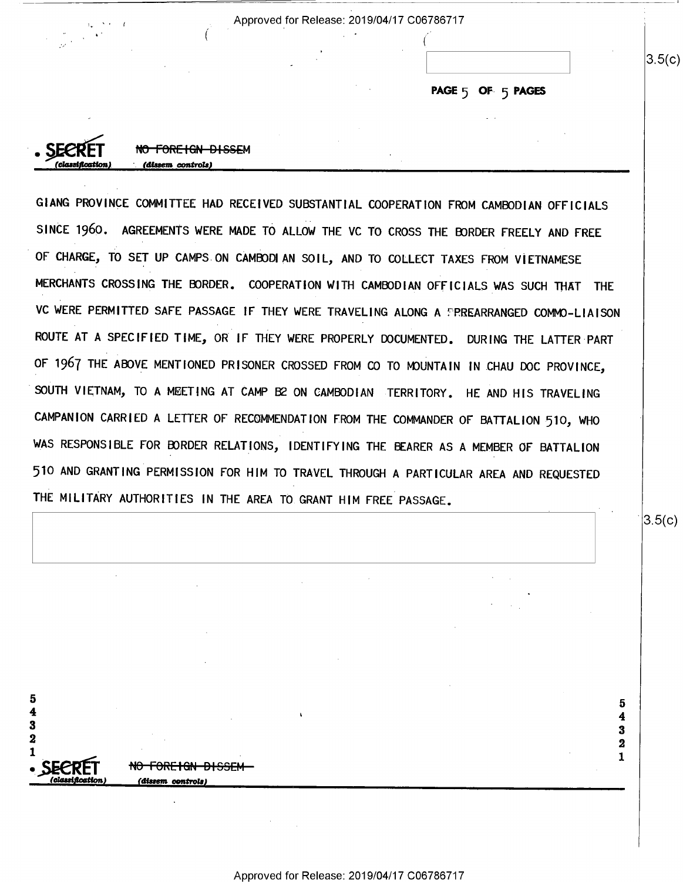**SECRET** ~~NO FOREIGN DISSEM~~
*(classification)* *(dissem controls)*

GIANG PROVINCE COMMITTEE HAD RECEIVED SUBSTANTIAL COOPERATION FROM CAMBODIAN OFFICIALS SINCE 1960. AGREEMENTS WERE MADE TO ALLOW THE VC TO CROSS THE BORDER FREELY AND FREE OF CHARGE, TO SET UP CAMPS ON CAMBODIAN SOIL, AND TO COLLECT TAXES FROM VIETNAMESE MERCHANTS CROSSING THE BORDER. COOPERATION WITH CAMBODIAN OFFICIALS WAS SUCH THAT THE VC WERE PERMITTED SAFE PASSAGE IF THEY WERE TRAVELING ALONG A PREARRANGED COMMO-LIAISON ROUTE AT A SPECIFIED TIME, OR IF THEY WERE PROPERLY DOCUMENTED. DURING THE LATTER PART OF 1967 THE ABOVE MENTIONED PRISONER CROSSED FROM CO TO MOUNTAIN IN CHAU DOC PROVINCE, SOUTH VIETNAM, TO A MEETING AT CAMP B2 ON CAMBODIAN TERRITORY. HE AND HIS TRAVELING CAMPANION CARRIED A LETTER OF RECOMMENDATION FROM THE COMMANDER OF BATTALION 510, WHO WAS RESPONSIBLE FOR BORDER RELATIONS, IDENTIFYING THE BEARER AS A MEMBER OF BATTALION 510 AND GRANTING PERMISSION FOR HIM TO TRAVEL THROUGH A PARTICULAR AREA AND REQUESTED THE MILITARY AUTHORITIES IN THE AREA TO GRANT HIM FREE PASSAGE.

3.5(c)

**SECRET** ~~NO FOREIGN DISSEM~~
*(classification)* *(dissem controls)*